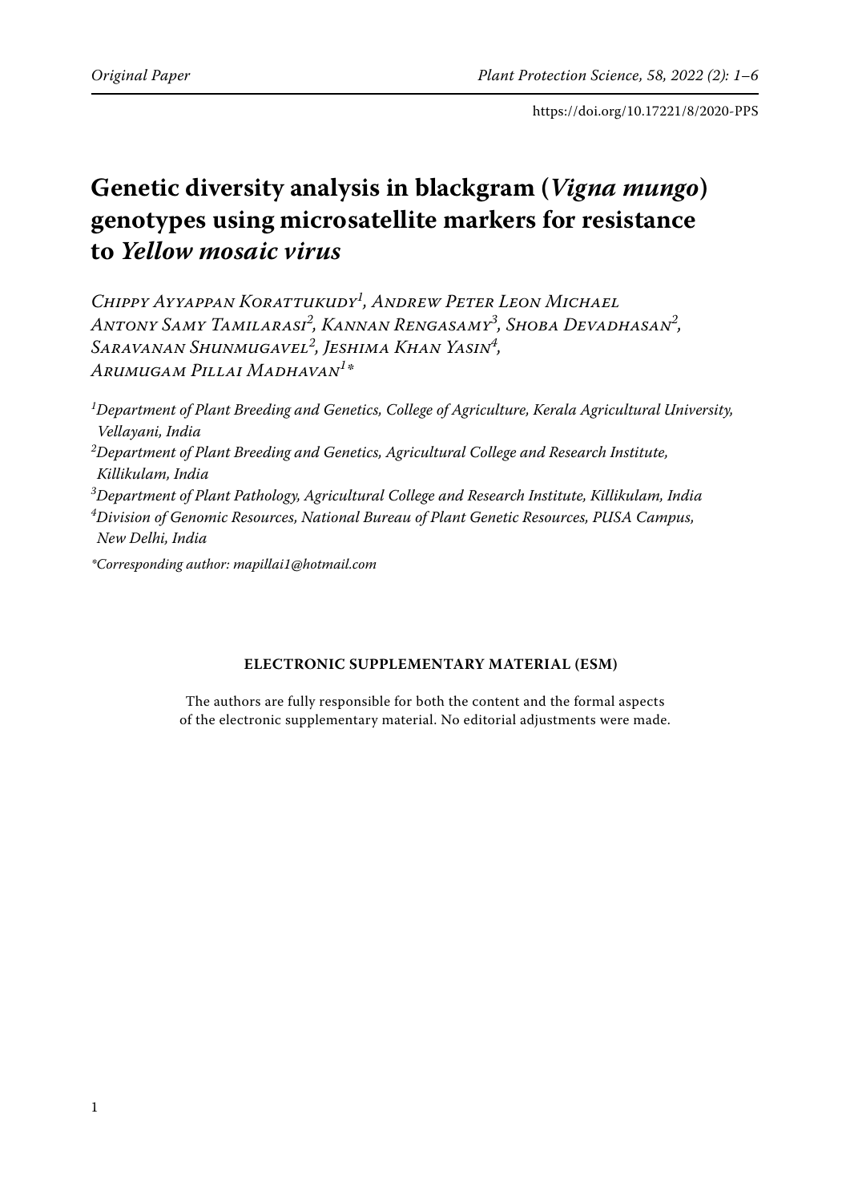Original Paper

https://doi.org/10.17221/8/2020-PPS

# Genetic diversity analysis in blackgram (*Vigna mungo*) genotypes using microsatellite markers for resistance to *Yellow mosaic virus*

*Chippy Ayyappan Korattukudy*[1], *Andrew Peter Leon Michael Antony Samy Tamilarasi*[2], *Kannan Rengasamy*[3], *Shoba Devadhasan*[2], *Saravanan Shunmugavel*[2], *Jeshima Khan Yasin*[4], *Arumugam Pillai Madhavan*[1]*

[1]*Department of Plant Breeding and Genetics, College of Agriculture, Kerala Agricultural University, Vellayani, India*

[2]*Department of Plant Breeding and Genetics, Agricultural College and Research Institute, Killikulam, India*

[3]*Department of Plant Pathology, Agricultural College and Research Institute, Killikulam, India*

[4]*Division of Genomic Resources, National Bureau of Plant Genetic Resources, PUSA Campus, New Delhi, India*

**Corresponding author: mapillai1@hotmail.com*

**ELECTRONIC SUPPLEMENTARY MATERIAL (ESM)**

The authors are fully responsible for both the content and the formal aspects of the electronic supplementary material. No editorial adjustments were made.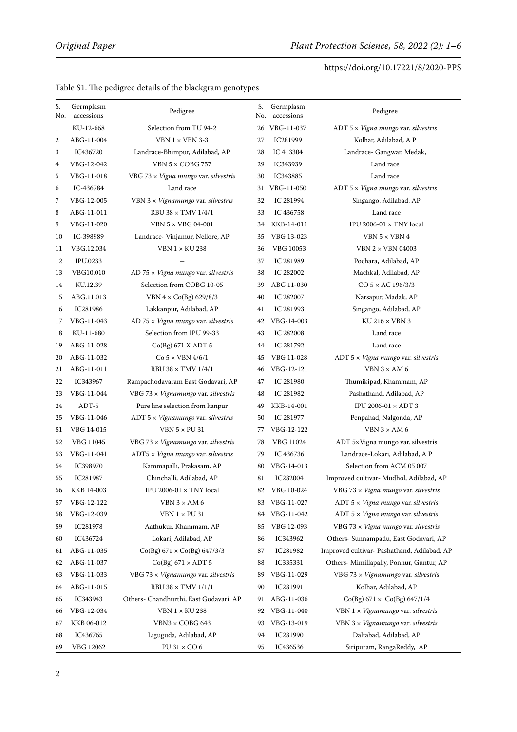Table S1. The pedigree details of the blackgram genotypes

| S. No. | Germplasm accessions | Pedigree | S. No. | Germplasm accessions | Pedigree |
|---|---|---|---|---|---|
| 1 | KU-12-668 | Selection from TU 94-2 | 26 | VBG-11-037 | ADT 5 × *Vigna mungo* var. *silvestris* |
| 2 | ABG-11-004 | VBN 1 × VBN 3-3 | 27 | IC281999 | Kolhar, Adilabad, A P |
| 3 | IC436720 | Landrace-Bhimpur, Adilabad, AP | 28 | IC 413304 | Landrace- Gangwar, Medak, |
| 4 | VBG-12-042 | VBN 5 × COBG 757 | 29 | IC343939 | Land race |
| 5 | VBG-11-018 | VBG 73 × *Vigna mungo* var. *silvestris* | 30 | IC343885 | Land race |
| 6 | IC-436784 | Land race | 31 | VBG-11-050 | ADT 5 × *Vigna mungo* var. *silvestris* |
| 7 | VBG-12-005 | VBN 3 × *Vignamungo* var. *silvestris* | 32 | IC 281994 | Singango, Adilabad, AP |
| 8 | ABG-11-011 | RBU 38 × TMV 1/4/1 | 33 | IC 436758 | Land race |
| 9 | VBG-11-020 | VBN 5 × VBG 04-001 | 34 | KKB-14-011 | IPU 2006-01 × TNY local |
| 10 | IC-398989 | Landrace- Vinjamur, Nellore, AP | 35 | VBG 13-023 | VBN 5 × VBN 4 |
| 11 | VBG.12.034 | VBN 1 × KU 238 | 36 | VBG 10053 | VBN 2 × VBN 04003 |
| 12 | IPU.0233 | – | 37 | IC 281989 | Pochara, Adilabad, AP |
| 13 | VBG10.010 | AD 75 × *Vigna mungo* var. *silvestris* | 38 | IC 282002 | Machkal, Adilabad, AP |
| 14 | KU.12.39 | Selection from COBG 10-05 | 39 | ABG 11-030 | CO 5 × AC 196/3/3 |
| 15 | ABG.11.013 | VBN 4 × Co(Bg) 629/8/3 | 40 | IC 282007 | Narsapur, Madak, AP |
| 16 | IC281986 | Lakkanpur, Adilabad, AP | 41 | IC 281993 | Singango, Adilabad, AP |
| 17 | VBG-11-043 | AD 75 × *Vigna mungo* var. *silvestris* | 42 | VBG-14-003 | KU 216 × VBN 3 |
| 18 | KU-11-680 | Selection from IPU 99-33 | 43 | IC 282008 | Land race |
| 19 | ABG-11-028 | Co(Bg) 671 X ADT 5 | 44 | IC 281792 | Land race |
| 20 | ABG-11-032 | Co 5 × VBN 4/6/1 | 45 | VBG 11-028 | ADT 5 × *Vigna mungo* var. *silvestris* |
| 21 | ABG-11-011 | RBU 38 × TMV 1/4/1 | 46 | VBG-12-121 | VBN 3 × AM 6 |
| 22 | IC343967 | Rampachodavaram East Godavari, AP | 47 | IC 281980 | Thumikipad, Khammam, AP |
| 23 | VBG-11-044 | VBG 73 × *Vignamungo* var. *silvestris* | 48 | IC 281982 | Pashathand, Adilabad, AP |
| 24 | ADT-5 | Pure line selection from kanpur | 49 | KKB-14-001 | IPU 2006-01 × ADT 3 |
| 25 | VBG-11-046 | ADT 5 × *Vignamungo* var. *silvestris* | 50 | IC 281977 | Penpahad, Nalgonda, AP |
| 51 | VBG 14-015 | VBN 5 × PU 31 | 77 | VBG-12-122 | VBN 3 × AM 6 |
| 52 | VBG 11045 | VBG 73 × *Vignamungo* var. *silvestris* | 78 | VBG 11024 | ADT 5×Vigna mungo var. silvestris |
| 53 | VBG-11-041 | ADT5 × *Vigna mungo* var. *silvestris* | 79 | IC 436736 | Landrace-Lokari, Adilabad, A P |
| 54 | IC398970 | Kammapalli, Prakasam, AP | 80 | VBG-14-013 | Selection from ACM 05 007 |
| 55 | IC281987 | Chinchalli, Adilabad, AP | 81 | IC282004 | Improved cultivar- Mudhol, Adilabad, AP |
| 56 | KKB 14-003 | IPU 2006-01 × TNY local | 82 | VBG 10-024 | VBG 73 × *Vigna mungo* var. *silvestris* |
| 57 | VBG-12-122 | VBN 3 × AM 6 | 83 | VBG-11-027 | ADT 5 × *Vigna mungo* var. *silvestris* |
| 58 | VBG-12-039 | VBN 1 × PU 31 | 84 | VBG-11-042 | ADT 5 × *Vigna mungo* var. *silvestris* |
| 59 | IC281978 | Aathukur, Khammam, AP | 85 | VBG 12-093 | VBG 73 × *Vigna mungo* var. *silvestris* |
| 60 | IC436724 | Lokari, Adilabad, AP | 86 | IC343962 | Others- Sunnampadu, East Godavari, AP |
| 61 | ABG-11-035 | Co(Bg) 671 × Co(Bg) 647/3/3 | 87 | IC281982 | Improved cultivar- Pashathand, Adilabad, AP |
| 62 | ABG-11-037 | Co(Bg) 671 × ADT 5 | 88 | IC335331 | Others- Mimillapally, Ponnur, Guntur, AP |
| 63 | VBG-11-033 | VBG 73 × *Vignamungo* var. *silvestris* | 89 | VBG-11-029 | VBG 73 × *Vignamungo* var. *silvestris* |
| 64 | ABG-11-015 | RBU 38 × TMV 1/1/1 | 90 | IC281991 | Kolhar, Adilabad, AP |
| 65 | IC343943 | Others- Chandhurthi, East Godavari, AP | 91 | ABG-11-036 | Co(Bg) 671 × Co(Bg) 647/1/4 |
| 66 | VBG-12-034 | VBN 1 × KU 238 | 92 | VBG-11-040 | VBN 1 × *Vignamungo* var. *silvestris* |
| 67 | KKB 06-012 | VBN3 × COBG 643 | 93 | VBG-13-019 | VBN 3 × *Vignamungo* var. *silvestris* |
| 68 | IC436765 | Liguguda, Adilabad, AP | 94 | IC281990 | Daltabad, Adilabad, AP |
| 69 | VBG 12062 | PU 31 × CO 6 | 95 | IC436536 | Siripuram, RangaReddy, AP |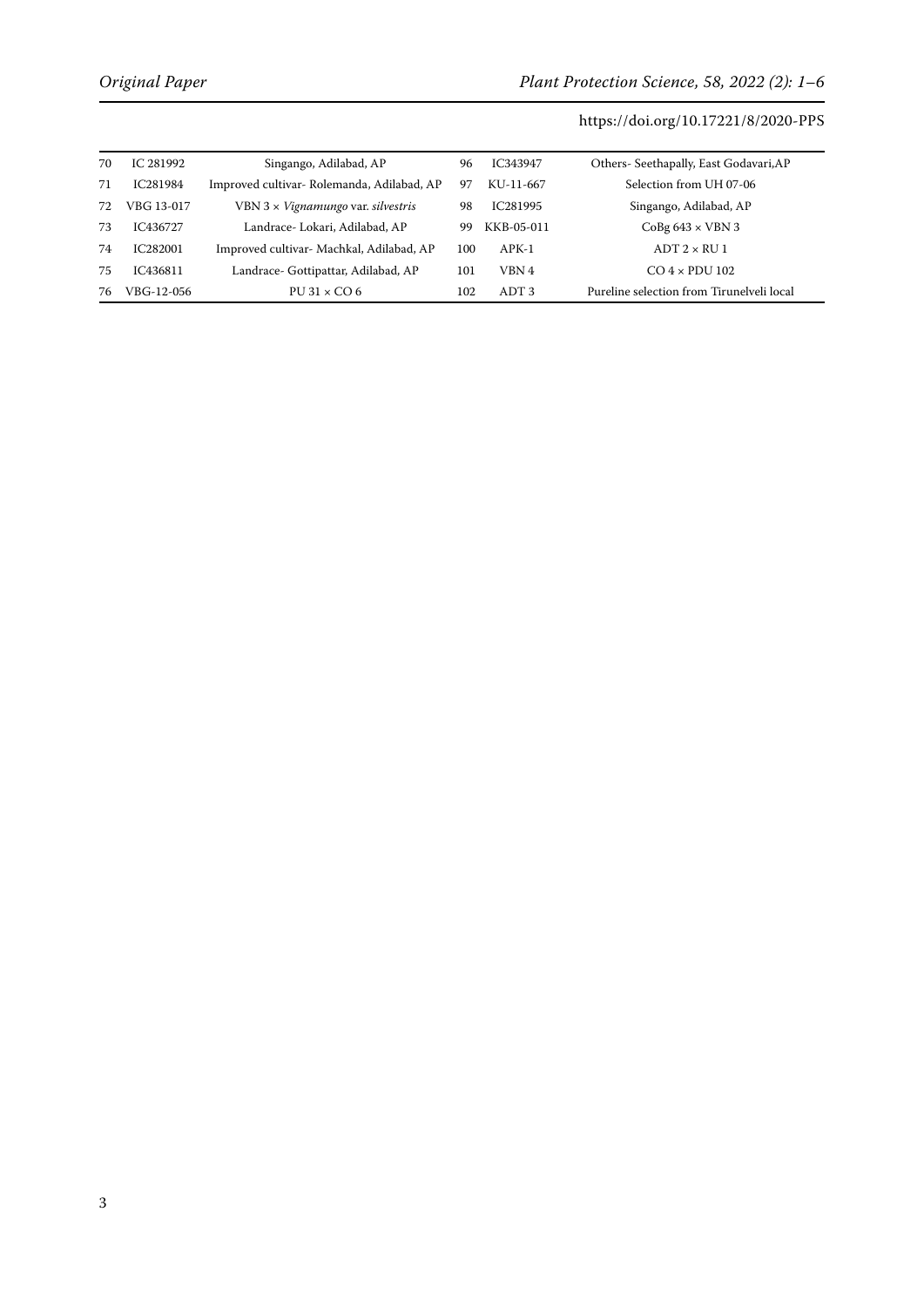| | | | | | |
|---|---|---|---|---|---|
| 70 | IC 281992 | Singango, Adilabad, AP | 96 | IC343947 | Others- Seethapally, East Godavari,AP |
| 71 | IC281984 | Improved cultivar- Rolemanda, Adilabad, AP | 97 | KU-11-667 | Selection from UH 07-06 |
| 72 | VBG 13-017 | VBN 3 × *Vignamungo* var. *silvestris* | 98 | IC281995 | Singango, Adilabad, AP |
| 73 | IC436727 | Landrace- Lokari, Adilabad, AP | 99 | KKB-05-011 | CoBg 643 × VBN 3 |
| 74 | IC282001 | Improved cultivar- Machkal, Adilabad, AP | 100 | APK-1 | ADT 2 × RU 1 |
| 75 | IC436811 | Landrace- Gottipattar, Adilabad, AP | 101 | VBN 4 | CO 4 × PDU 102 |
| 76 | VBG-12-056 | PU 31 × CO 6 | 102 | ADT 3 | Pureline selection from Tirunelveli local |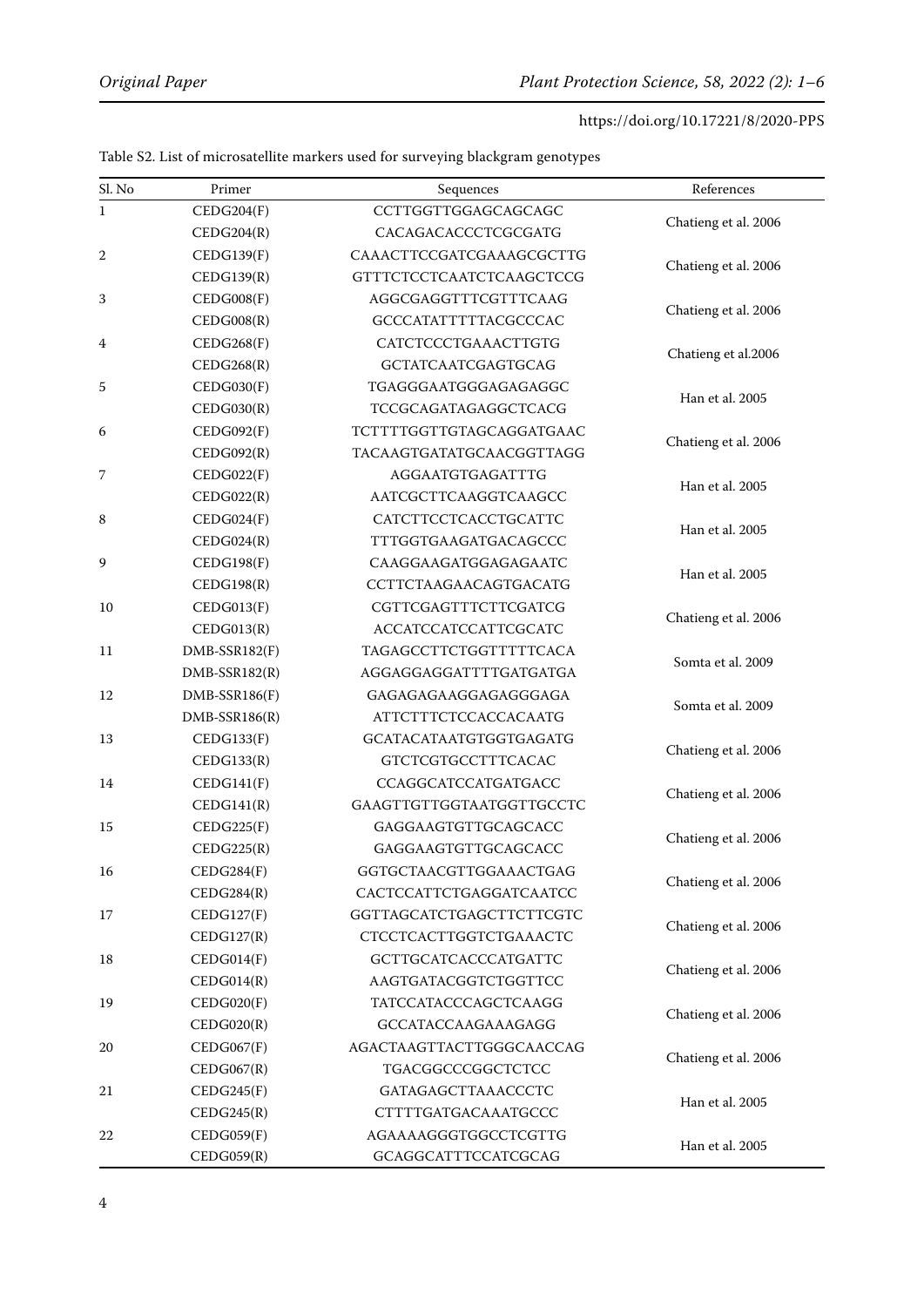Table S2. List of microsatellite markers used for surveying blackgram genotypes

| Sl. No | Primer | Sequences | References |
|---|---|---|---|
| 1 | CEDG204(F) | CCTTGGTTGGAGCAGCAGC | Chatieng et al. 2006 |
| | CEDG204(R) | CACAGACACCCTCGCGATG | |
| 2 | CEDG139(F) | CAAACTTCCGATCGAAAGCGCTTG | Chatieng et al. 2006 |
| | CEDG139(R) | GTTTCTCCTCAATCTCAAGCTCCG | |
| 3 | CEDG008(F) | AGGCGAGGTTTCGTTTCAAG | Chatieng et al. 2006 |
| | CEDG008(R) | GCCCATATTTTTACGCCCAC | |
| 4 | CEDG268(F) | CATCTCCCTGAAACTTGTG | Chatieng et al.2006 |
| | CEDG268(R) | GCTATCAATCGAGTGCAG | |
| 5 | CEDG030(F) | TGAGGGAATGGGAGAGAGGC | Han et al. 2005 |
| | CEDG030(R) | TCCGCAGATAGAGGCTCACG | |
| 6 | CEDG092(F) | TCTTTTGGTTGTAGCAGGATGAAC | Chatieng et al. 2006 |
| | CEDG092(R) | TACAAGTGATATGCAACGGTTAGG | |
| 7 | CEDG022(F) | AGGAATGTGAGATTTG | Han et al. 2005 |
| | CEDG022(R) | AATCGCTTCAAGGTCAAGCC | |
| 8 | CEDG024(F) | CATCTTCCTCACCTGCATTC | Han et al. 2005 |
| | CEDG024(R) | TTTGGTGAAGATGACAGCCC | |
| 9 | CEDG198(F) | CAAGGAAGATGGAGAGAATC | Han et al. 2005 |
| | CEDG198(R) | CCTTCTAAGAACAGTGACATG | |
| 10 | CEDG013(F) | CGTTCGAGTTTCTTCGATCG | Chatieng et al. 2006 |
| | CEDG013(R) | ACCATCCATCCATTCGCATC | |
| 11 | DMB-SSR182(F) | TAGAGCCTTCTGGTTTTTCACA | Somta et al. 2009 |
| | DMB-SSR182(R) | AGGAGGAGGATTTTGATGATGA | |
| 12 | DMB-SSR186(F) | GAGAGAGAAGGAGAGGGAGA | Somta et al. 2009 |
| | DMB-SSR186(R) | ATTCTTTCTCCACCACAATG | |
| 13 | CEDG133(F) | GCATACATAATGTGGTGAGATG | Chatieng et al. 2006 |
| | CEDG133(R) | GTCTCGTGCCTTTCACAC | |
| 14 | CEDG141(F) | CCAGGCATCCATGATGACC | Chatieng et al. 2006 |
| | CEDG141(R) | GAAGTTGTTGGTAATGGTTGCCTC | |
| 15 | CEDG225(F) | GAGGAAGTGTTGCAGCACC | Chatieng et al. 2006 |
| | CEDG225(R) | GAGGAAGTGTTGCAGCACC | |
| 16 | CEDG284(F) | GGTGCTAACGTTGGAAACTGAG | Chatieng et al. 2006 |
| | CEDG284(R) | CACTCCATTCTGAGGATCAATCC | |
| 17 | CEDG127(F) | GGTTAGCATCTGAGCTTCTTCGTC | Chatieng et al. 2006 |
| | CEDG127(R) | CTCCTCACTTGGTCTGAAACTC | |
| 18 | CEDG014(F) | GCTTGCATCACCCATGATTC | Chatieng et al. 2006 |
| | CEDG014(R) | AAGTGATACGGTCTGGTTCC | |
| 19 | CEDG020(F) | TATCCATACCCAGCTCAAGG | Chatieng et al. 2006 |
| | CEDG020(R) | GCCATACCAAGAAAGAGG | |
| 20 | CEDG067(F) | AGACTAAGTTACTTGGGCAACCAG | Chatieng et al. 2006 |
| | CEDG067(R) | TGACGGCCCGGCTCTCC | |
| 21 | CEDG245(F) | GATAGAGCTTAAACCCTC | Han et al. 2005 |
| | CEDG245(R) | CTTTTGATGACAAATGCCC | |
| 22 | CEDG059(F) | AGAAAAGGGTGGCCTCGTTG | Han et al. 2005 |
| | CEDG059(R) | GCAGGCATTTCCATCGCAG | |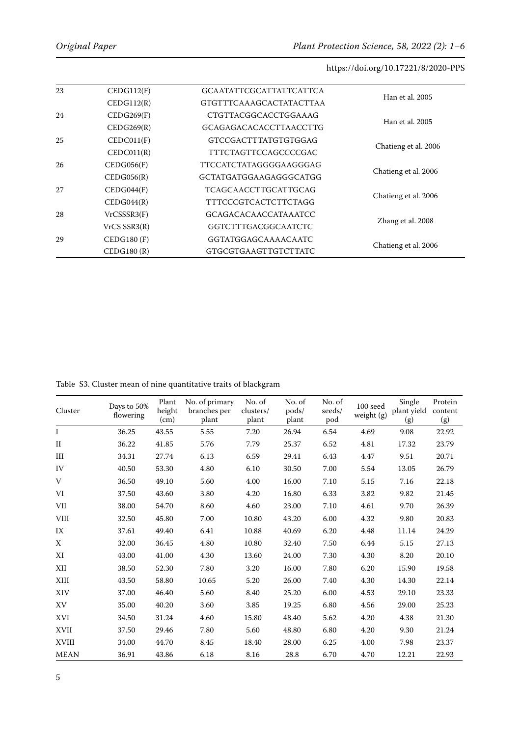| | | | |
|---|---|---|---|
| 23 | CEDG112(F) | GCAATATTCGCATTATTCATTCA | Han et al. 2005 |
| | CEDG112(R) | GTGTTTCAAAGCACTATACTTAA | |
| 24 | CEDG269(F) | CTGTTACGGCACCTGGAAAG | Han et al. 2005 |
| | CEDG269(R) | GCAGAGACACACCTTAACCTTG | |
| 25 | CEDC011(F) | GTCCGACTTTATGTGTGGAG | Chatieng et al. 2006 |
| | CEDC011(R) | TTTCTAGTTCCAGCCCCGAC | |
| 26 | CEDG056(F) | TTCCATCTATAGGGGAAGGGAG | Chatieng et al. 2006 |
| | CEDG056(R) | GCTATGATGGAAGAGGGCATGG | |
| 27 | CEDG044(F) | TCAGCAACCTTGCATTGCAG | Chatieng et al. 2006 |
| | CEDG044(R) | TTTCCCGTCACTCTTCTAGG | |
| 28 | VrCSSSR3(F) | GCAGACACAACCATAAATCC | Zhang et al. 2008 |
| | VrCS SSR3(R) | GGTCTTTGACGGCAATCTC | |
| 29 | CEDG180 (F) | GGTATGGAGCAAAACAATC | Chatieng et al. 2006 |
| | CEDG180 (R) | GTGCGTGAAGTTGTCTTATC | |

Table S3. Cluster mean of nine quantitative traits of blackgram

| Cluster | Days to 50% flowering | Plant height (cm) | No. of primary branches per plant | No. of clusters/ plant | No. of pods/ plant | No. of seeds/ pod | 100 seed weight (g) | Single plant yield (g) | Protein content (g) |
|---|---|---|---|---|---|---|---|---|---|
| I | 36.25 | 43.55 | 5.55 | 7.20 | 26.94 | 6.54 | 4.69 | 9.08 | 22.92 |
| II | 36.22 | 41.85 | 5.76 | 7.79 | 25.37 | 6.52 | 4.81 | 17.32 | 23.79 |
| III | 34.31 | 27.74 | 6.13 | 6.59 | 29.41 | 6.43 | 4.47 | 9.51 | 20.71 |
| IV | 40.50 | 53.30 | 4.80 | 6.10 | 30.50 | 7.00 | 5.54 | 13.05 | 26.79 |
| V | 36.50 | 49.10 | 5.60 | 4.00 | 16.00 | 7.10 | 5.15 | 7.16 | 22.18 |
| VI | 37.50 | 43.60 | 3.80 | 4.20 | 16.80 | 6.33 | 3.82 | 9.82 | 21.45 |
| VII | 38.00 | 54.70 | 8.60 | 4.60 | 23.00 | 7.10 | 4.61 | 9.70 | 26.39 |
| VIII | 32.50 | 45.80 | 7.00 | 10.80 | 43.20 | 6.00 | 4.32 | 9.80 | 20.83 |
| IX | 37.61 | 49.40 | 6.41 | 10.88 | 40.69 | 6.20 | 4.48 | 11.14 | 24.29 |
| X | 32.00 | 36.45 | 4.80 | 10.80 | 32.40 | 7.50 | 6.44 | 5.15 | 27.13 |
| XI | 43.00 | 41.00 | 4.30 | 13.60 | 24.00 | 7.30 | 4.30 | 8.20 | 20.10 |
| XII | 38.50 | 52.30 | 7.80 | 3.20 | 16.00 | 7.80 | 6.20 | 15.90 | 19.58 |
| XIII | 43.50 | 58.80 | 10.65 | 5.20 | 26.00 | 7.40 | 4.30 | 14.30 | 22.14 |
| XIV | 37.00 | 46.40 | 5.60 | 8.40 | 25.20 | 6.00 | 4.53 | 29.10 | 23.33 |
| XV | 35.00 | 40.20 | 3.60 | 3.85 | 19.25 | 6.80 | 4.56 | 29.00 | 25.23 |
| XVI | 34.50 | 31.24 | 4.60 | 15.80 | 48.40 | 5.62 | 4.20 | 4.38 | 21.30 |
| XVII | 37.50 | 29.46 | 7.80 | 5.60 | 48.80 | 6.80 | 4.20 | 9.30 | 21.24 |
| XVIII | 34.00 | 44.70 | 8.45 | 18.40 | 28.00 | 6.25 | 4.00 | 7.98 | 23.37 |
| MEAN | 36.91 | 43.86 | 6.18 | 8.16 | 28.8 | 6.70 | 4.70 | 12.21 | 22.93 |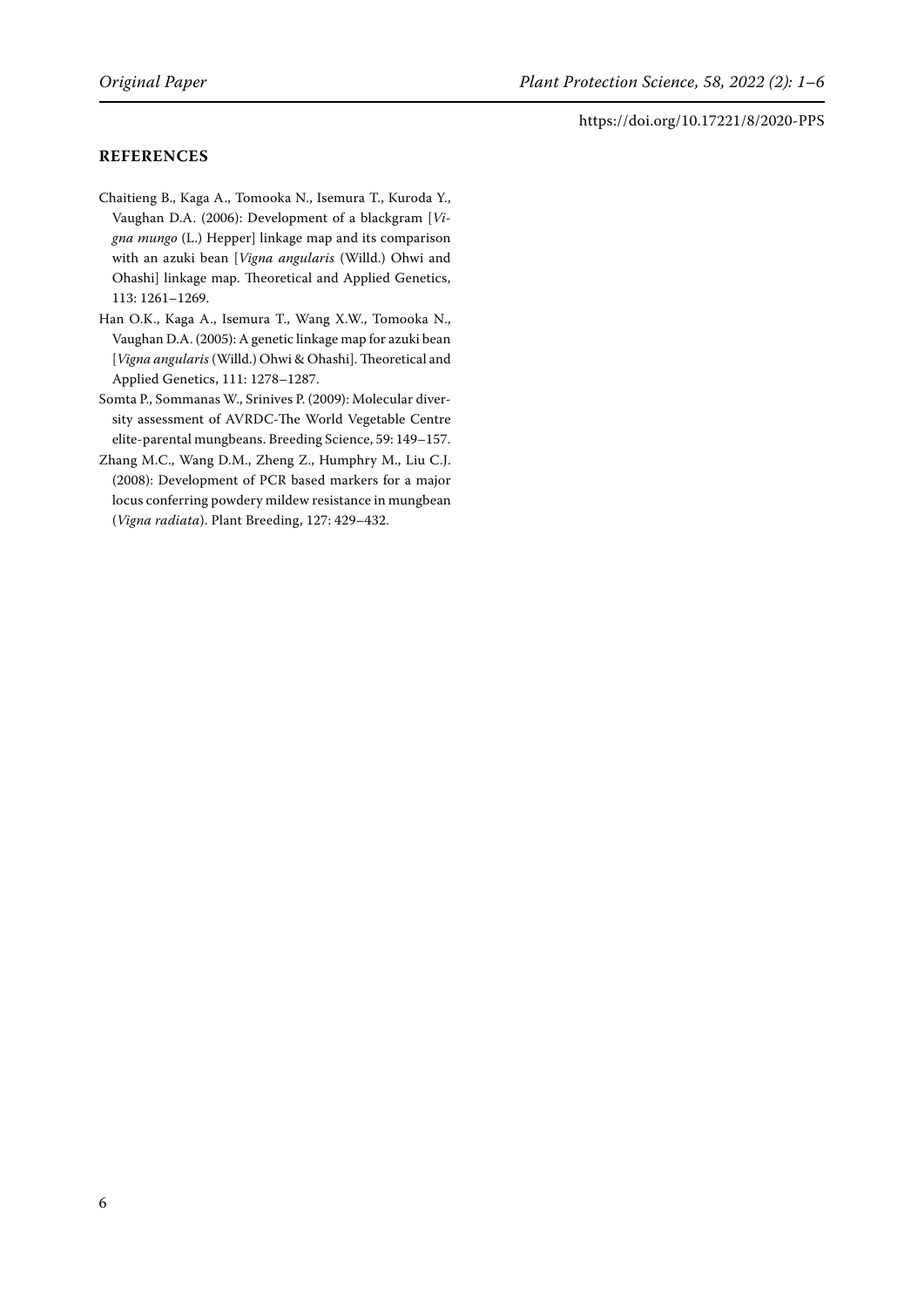## REFERENCES

Chaitieng B., Kaga A., Tomooka N., Isemura T., Kuroda Y., Vaughan D.A. (2006): Development of a blackgram [*Vigna mungo* (L.) Hepper] linkage map and its comparison with an azuki bean [*Vigna angularis* (Willd.) Ohwi and Ohashi] linkage map. Theoretical and Applied Genetics, 113: 1261–1269.

Han O.K., Kaga A., Isemura T., Wang X.W., Tomooka N., Vaughan D.A. (2005): A genetic linkage map for azuki bean [*Vigna angularis* (Willd.) Ohwi & Ohashi]. Theoretical and Applied Genetics, 111: 1278–1287.

Somta P., Sommanas W., Srinives P. (2009): Molecular diversity assessment of AVRDC-The World Vegetable Centre elite-parental mungbeans. Breeding Science, 59: 149–157.

Zhang M.C., Wang D.M., Zheng Z., Humphry M., Liu C.J. (2008): Development of PCR based markers for a major locus conferring powdery mildew resistance in mungbean (*Vigna radiata*). Plant Breeding, 127: 429–432.